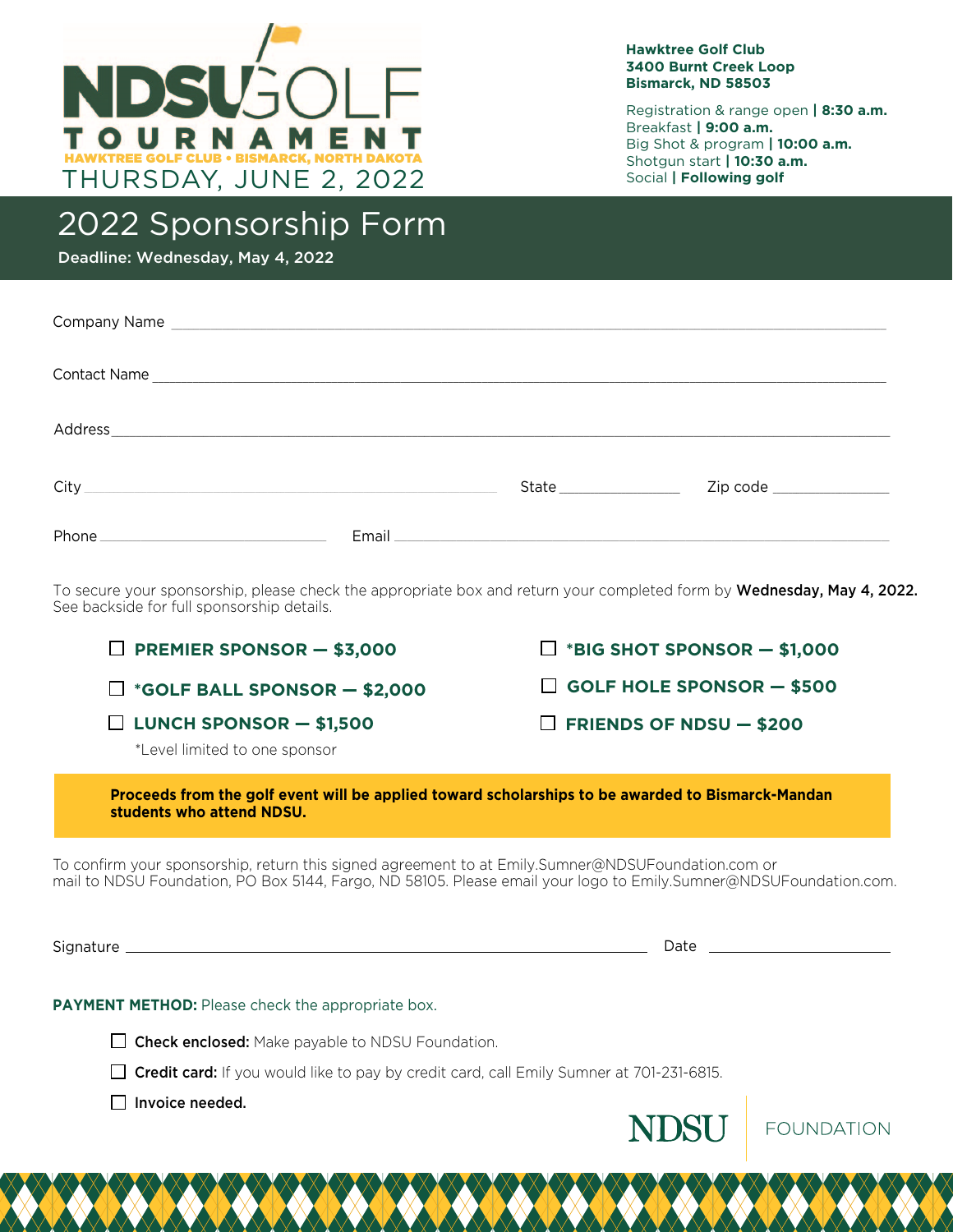# NDSU GOLF TOURNAMENT

HAWKTREE GOLF CLUB • BISMARCK, NORTH DAKOTA

THURSDAY, JUNE 2, 2022

**Hawktree Golf Club**
**3400 Burnt Creek Loop**
**Bismarck, ND 58503**

Registration & range open | **8:30 a.m.**
Breakfast | **9:00 a.m.**
Big Shot & program | **10:00 a.m.**
Shotgun start | **10:30 a.m.**
Social | **Following golf**

## 2022 Sponsorship Form

**Deadline: Wednesday, May 4, 2022**

Company Name ______________________________

Contact Name ______________________________

Address ______________________________

City ______________________ State ____________ Zip code ____________

Phone ______________________ Email ______________________________

To secure your sponsorship, please check the appropriate box and return your completed form by **Wednesday, May 4, 2022.** See backside for full sponsorship details.

- ☐ **PREMIER SPONSOR — $3,000**
- ☐ ***GOLF BALL SPONSOR — $2,000**
- ☐ **LUNCH SPONSOR — $1,500**
- ☐ ***BIG SHOT SPONSOR — $1,000**
- ☐ **GOLF HOLE SPONSOR — $500**
- ☐ **FRIENDS OF NDSU — $200**

*Level limited to one sponsor

**Proceeds from the golf event will be applied toward scholarships to be awarded to Bismarck-Mandan students who attend NDSU.**

To confirm your sponsorship, return this signed agreement to at Emily.Sumner@NDSUFoundation.com or mail to NDSU Foundation, PO Box 5144, Fargo, ND 58105. Please email your logo to Emily.Sumner@NDSUFoundation.com.

Signature ______________________________ Date ______________

**PAYMENT METHOD:** Please check the appropriate box.

- ☐ **Check enclosed:** Make payable to NDSU Foundation.
- ☐ **Credit card:** If you would like to pay by credit card, call Emily Sumner at 701-231-6815.
- ☐ **Invoice needed.**

NDSU | FOUNDATION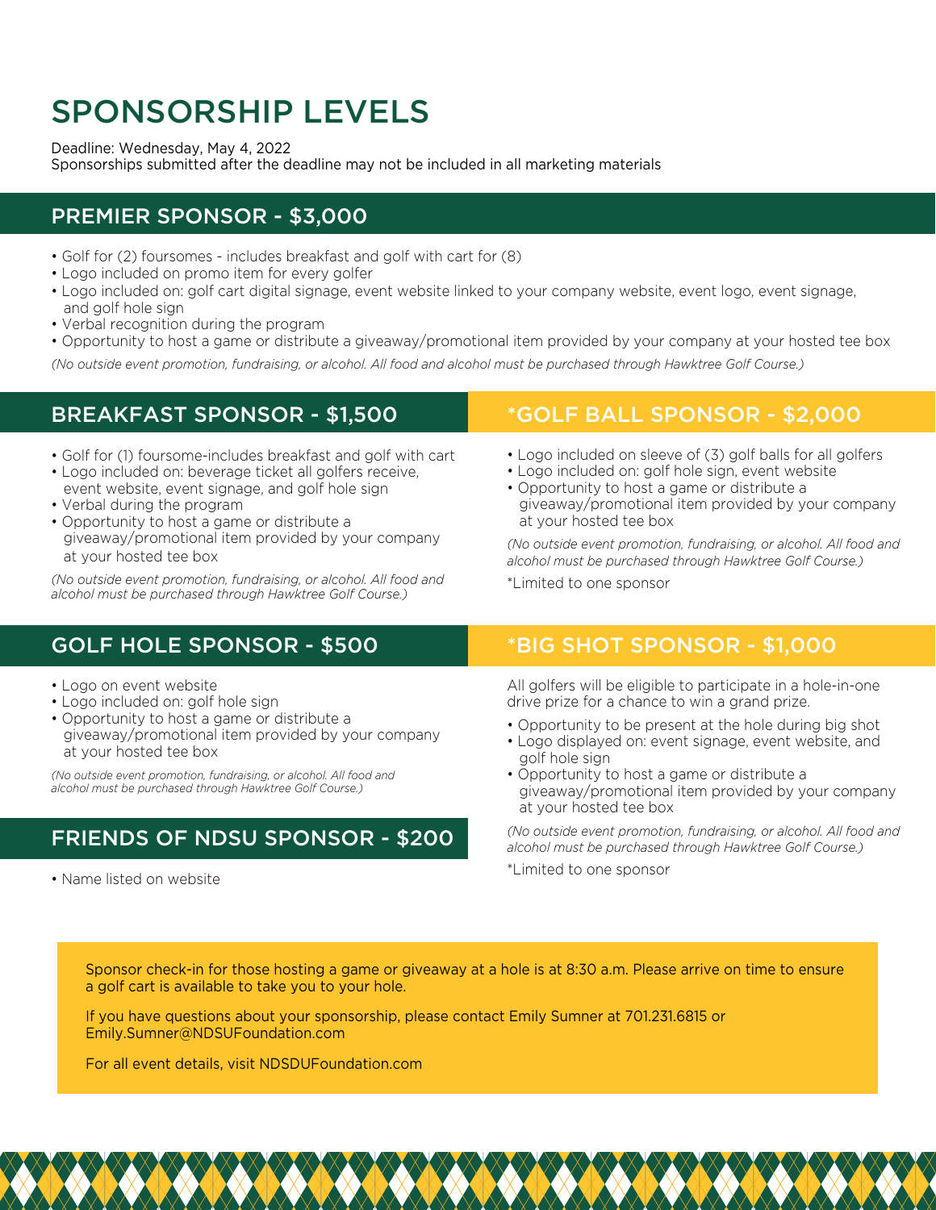# SPONSORSHIP LEVELS

Deadline: Wednesday, May 4, 2022
Sponsorships submitted after the deadline may not be included in all marketing materials

## PREMIER SPONSOR - $3,000

- Golf for (2) foursomes - includes breakfast and golf with cart for (8)
- Logo included on promo item for every golfer
- Logo included on: golf cart digital signage, event website linked to your company website, event logo, event signage, and golf hole sign
- Verbal recognition during the program
- Opportunity to host a game or distribute a giveaway/promotional item provided by your company at your hosted tee box

*(No outside event promotion, fundraising, or alcohol. All food and alcohol must be purchased through Hawktree Golf Course.)*

## BREAKFAST SPONSOR - $1,500

- Golf for (1) foursome-includes breakfast and golf with cart
- Logo included on: beverage ticket all golfers receive, event website, event signage, and golf hole sign
- Verbal during the program
- Opportunity to host a game or distribute a giveaway/promotional item provided by your company at your hosted tee box

*(No outside event promotion, fundraising, or alcohol. All food and alcohol must be purchased through Hawktree Golf Course.)*

## *GOLF BALL SPONSOR - $2,000

- Logo included on sleeve of (3) golf balls for all golfers
- Logo included on: golf hole sign, event website
- Opportunity to host a game or distribute a giveaway/promotional item provided by your company at your hosted tee box

*(No outside event promotion, fundraising, or alcohol. All food and alcohol must be purchased through Hawktree Golf Course.)*

*Limited to one sponsor

## GOLF HOLE SPONSOR - $500

- Logo on event website
- Logo included on: golf hole sign
- Opportunity to host a game or distribute a giveaway/promotional item provided by your company at your hosted tee box

*(No outside event promotion, fundraising, or alcohol. All food and alcohol must be purchased through Hawktree Golf Course.)*

## FRIENDS OF NDSU SPONSOR - $200

- Name listed on website

## *BIG SHOT SPONSOR - $1,000

All golfers will be eligible to participate in a hole-in-one drive prize for a chance to win a grand prize.

- Opportunity to be present at the hole during big shot
- Logo displayed on: event signage, event website, and golf hole sign
- Opportunity to host a game or distribute a giveaway/promotional item provided by your company at your hosted tee box

*(No outside event promotion, fundraising, or alcohol. All food and alcohol must be purchased through Hawktree Golf Course.)*

*Limited to one sponsor

Sponsor check-in for those hosting a game or giveaway at a hole is at 8:30 a.m. Please arrive on time to ensure a golf cart is available to take you to your hole.

If you have questions about your sponsorship, please contact Emily Sumner at 701.231.6815 or Emily.Sumner@NDSUFoundation.com

For all event details, visit NDSDUFoundation.com